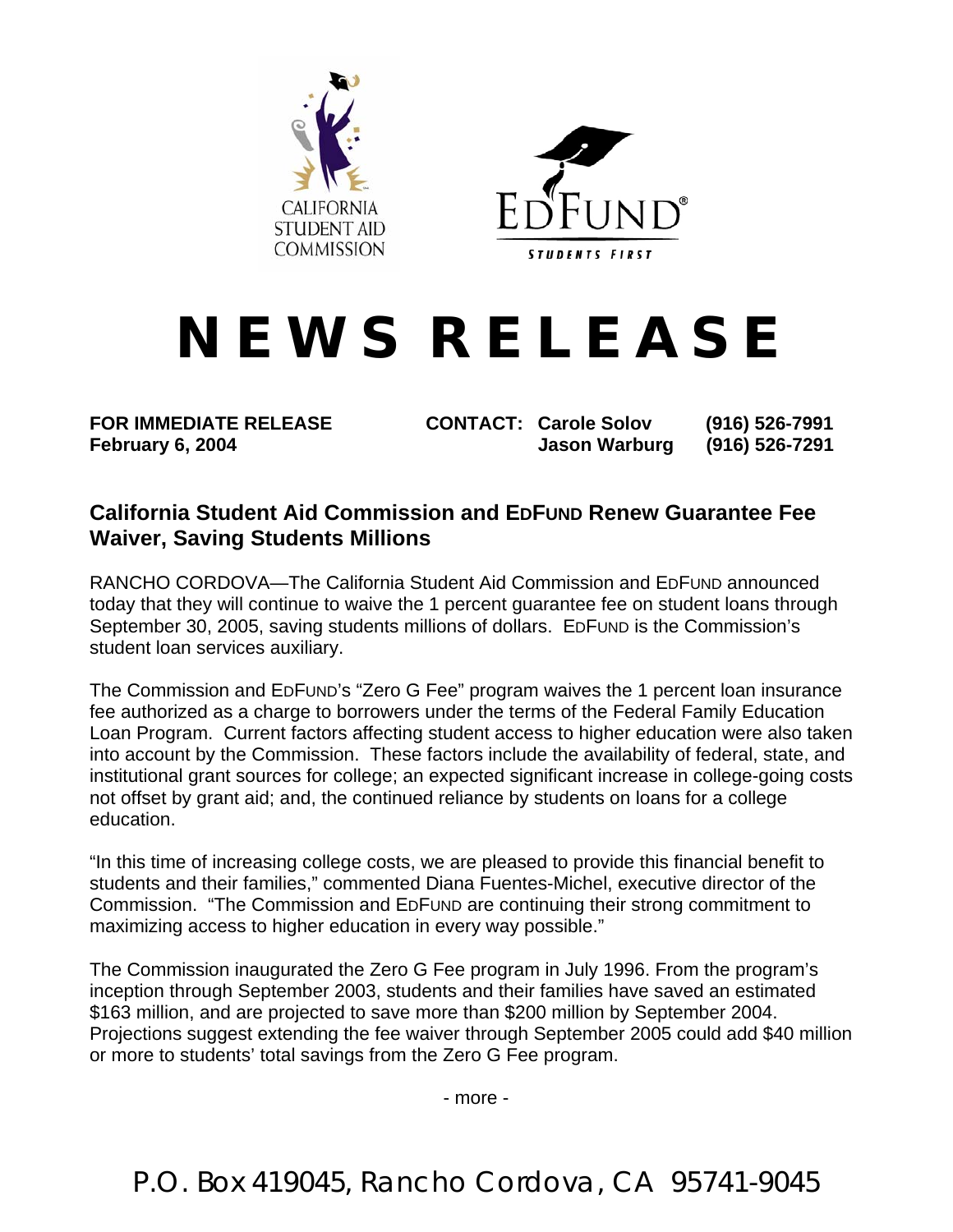CALIFORNIA STUDENT AID COMMISSION

EDFUND® STUDENTS FIRST

# NEWS RELEASE

**FOR IMMEDIATE RELEASE**
**February 6, 2004**

**CONTACT: Carole Solov (916) 526-7991**
**Jason Warburg (916) 526-7291**

## California Student Aid Commission and EDFUND Renew Guarantee Fee Waiver, Saving Students Millions

RANCHO CORDOVA—The California Student Aid Commission and EDFUND announced today that they will continue to waive the 1 percent guarantee fee on student loans through September 30, 2005, saving students millions of dollars. EDFUND is the Commission's student loan services auxiliary.

The Commission and EDFUND's "Zero G Fee" program waives the 1 percent loan insurance fee authorized as a charge to borrowers under the terms of the Federal Family Education Loan Program. Current factors affecting student access to higher education were also taken into account by the Commission. These factors include the availability of federal, state, and institutional grant sources for college; an expected significant increase in college-going costs not offset by grant aid; and, the continued reliance by students on loans for a college education.

"In this time of increasing college costs, we are pleased to provide this financial benefit to students and their families," commented Diana Fuentes-Michel, executive director of the Commission. "The Commission and EDFUND are continuing their strong commitment to maximizing access to higher education in every way possible."

The Commission inaugurated the Zero G Fee program in July 1996. From the program's inception through September 2003, students and their families have saved an estimated $163 million, and are projected to save more than $200 million by September 2004. Projections suggest extending the fee waiver through September 2005 could add $40 million or more to students' total savings from the Zero G Fee program.

- more -

P.O. Box 419045, Rancho Cordova, CA 95741-9045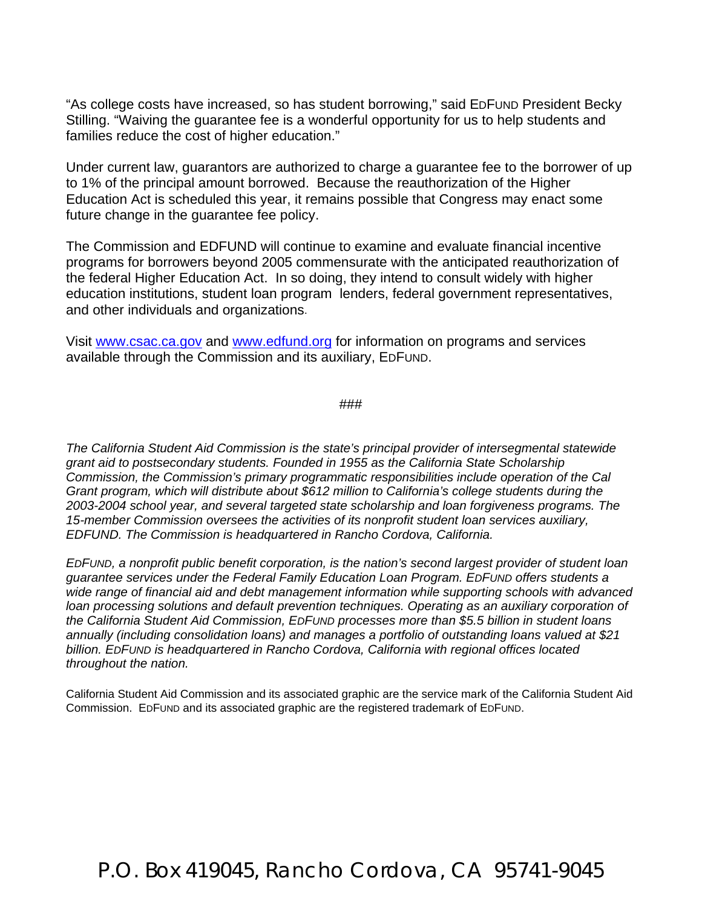"As college costs have increased, so has student borrowing," said EDFUND President Becky Stilling. "Waiving the guarantee fee is a wonderful opportunity for us to help students and families reduce the cost of higher education."

Under current law, guarantors are authorized to charge a guarantee fee to the borrower of up to 1% of the principal amount borrowed. Because the reauthorization of the Higher Education Act is scheduled this year, it remains possible that Congress may enact some future change in the guarantee fee policy.

The Commission and EDFUND will continue to examine and evaluate financial incentive programs for borrowers beyond 2005 commensurate with the anticipated reauthorization of the federal Higher Education Act. In so doing, they intend to consult widely with higher education institutions, student loan program lenders, federal government representatives, and other individuals and organizations.

Visit www.csac.ca.gov and www.edfund.org for information on programs and services available through the Commission and its auxiliary, EDFUND.

###

*The California Student Aid Commission is the state's principal provider of intersegmental statewide grant aid to postsecondary students. Founded in 1955 as the California State Scholarship Commission, the Commission's primary programmatic responsibilities include operation of the Cal Grant program, which will distribute about $612 million to California's college students during the 2003-2004 school year, and several targeted state scholarship and loan forgiveness programs. The 15-member Commission oversees the activities of its nonprofit student loan services auxiliary, EDFUND. The Commission is headquartered in Rancho Cordova, California.*

*EDFUND, a nonprofit public benefit corporation, is the nation's second largest provider of student loan guarantee services under the Federal Family Education Loan Program. EDFUND offers students a wide range of financial aid and debt management information while supporting schools with advanced loan processing solutions and default prevention techniques. Operating as an auxiliary corporation of the California Student Aid Commission, EDFUND processes more than $5.5 billion in student loans annually (including consolidation loans) and manages a portfolio of outstanding loans valued at $21 billion. EDFUND is headquartered in Rancho Cordova, California with regional offices located throughout the nation.*

California Student Aid Commission and its associated graphic are the service mark of the California Student Aid Commission. EDFUND and its associated graphic are the registered trademark of EDFUND.

P.O. Box 419045, Rancho Cordova, CA 95741-9045